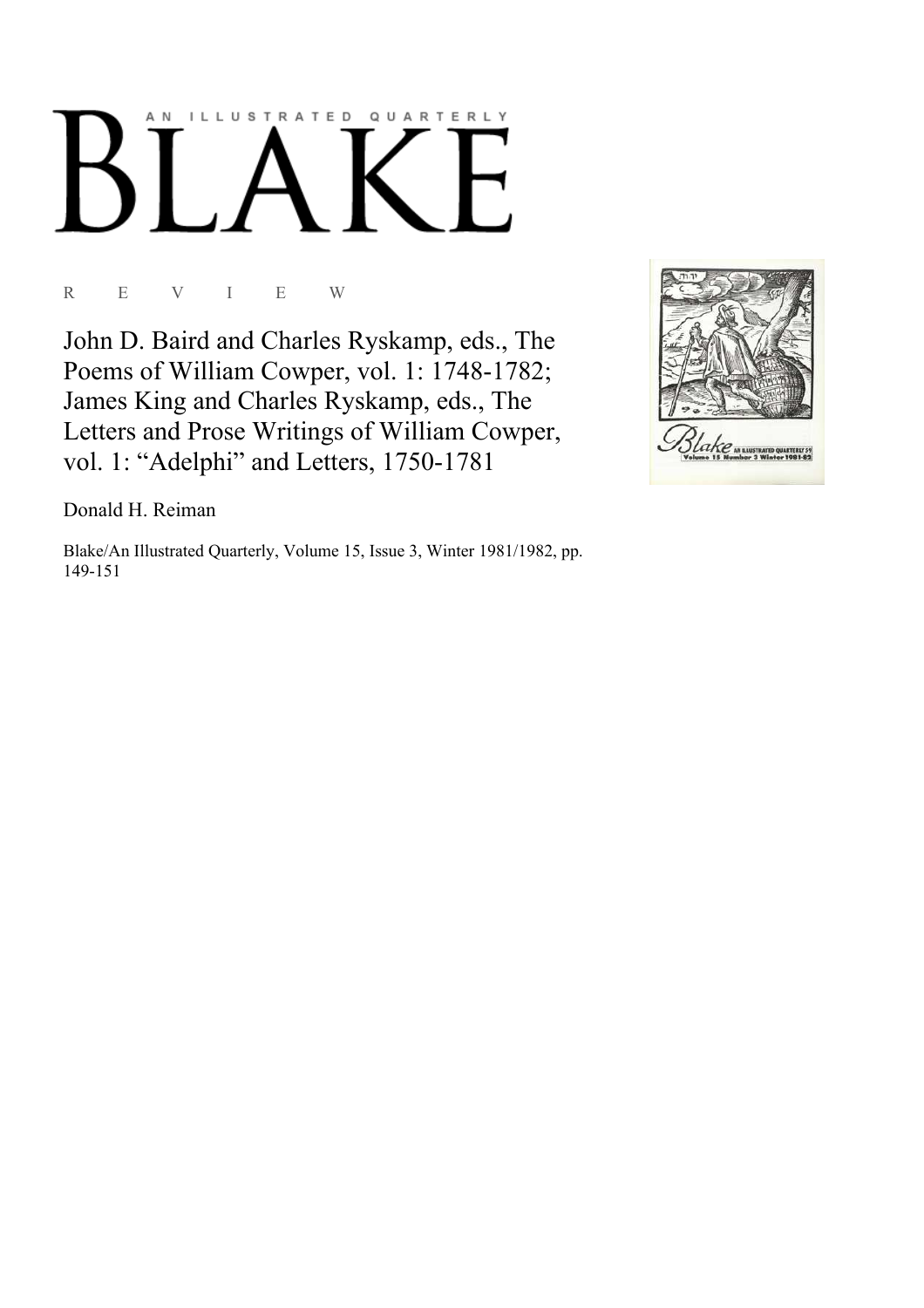# BLAKE

AN ILLUSTRATED QUARTERLY

R E V I E W

## John D. Baird and Charles Ryskamp, eds., The Poems of William Cowper, vol. 1: 1748-1782; James King and Charles Ryskamp, eds., The Letters and Prose Writings of William Cowper, vol. 1: “Adelphi” and Letters, 1750-1781

Donald H. Reiman

Blake/An Illustrated Quarterly, Volume 15, Issue 3, Winter 1981/1982, pp. 149-151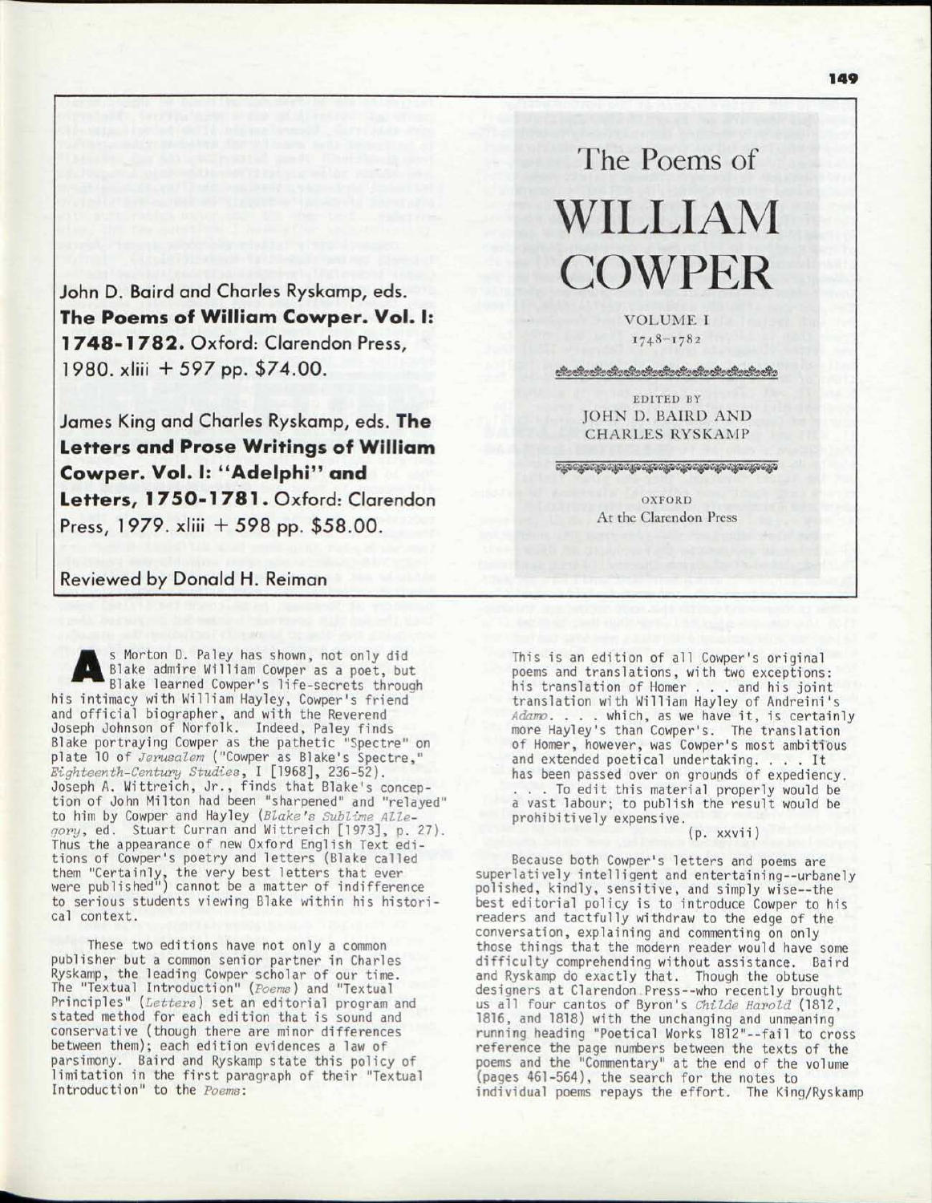John D. Baird and Charles Ryskamp, eds. **The Poems of William Cowper. Vol. I: 1748-1782.** Oxford: Clarendon Press, 1980. xliii + 597 pp. $74.00.

James King and Charles Ryskamp, eds. **The Letters and Prose Writings of William Cowper. Vol. I: "Adelphi" and Letters, 1750-1781.** Oxford: Clarendon Press, 1979. xliii + 598 pp. $58.00.

Reviewed by Donald H. Reiman

The Poems of
WILLIAM COWPER
VOLUME I
1748–1782

EDITED BY
JOHN D. BAIRD AND
CHARLES RYSKAMP

OXFORD
At the Clarendon Press

As Morton D. Paley has shown, not only did Blake admire William Cowper as a poet, but Blake learned Cowper's life-secrets through his intimacy with William Hayley, Cowper's friend and official biographer, and with the Reverend Joseph Johnson of Norfolk. Indeed, Paley finds Blake portraying Cowper as the pathetic "Spectre" on plate 10 of *Jerusalem* ("Cowper as Blake's Spectre," *Eighteenth-Century Studies*, I [1968], 236-52). Joseph A. Wittreich, Jr., finds that Blake's conception of John Milton had been "sharpened" and "relayed" to him by Cowper and Hayley (*Blake's Sublime Allegory*, ed. Stuart Curran and Wittreich [1973], p. 27). Thus the appearance of new Oxford English Text editions of Cowper's poetry and letters (Blake called them "Certainly, the very best letters that ever were published") cannot be a matter of indifference to serious students viewing Blake within his historical context.

These two editions have not only a common publisher but a common senior partner in Charles Ryskamp, the leading Cowper scholar of our time. The "Textual Introduction" (*Poems*) and "Textual Principles" (*Letters*) set an editorial program and stated method for each edition that is sound and conservative (though there are minor differences between them); each edition evidences a law of parsimony. Baird and Ryskamp state this policy of limitation in the first paragraph of their "Textual Introduction" to the *Poems*:

> This is an edition of all Cowper's original poems and translations, with two exceptions: his translation of Homer . . . and his joint translation with William Hayley of Andreini's *Adamo*. . . . which, as we have it, is certainly more Hayley's than Cowper's. The translation of Homer, however, was Cowper's most ambitious and extended poetical undertaking. . . . It has been passed over on grounds of expediency. . . . To edit this material properly would be a vast labour; to publish the result would be prohibitively expensive.
>
> (p. xxvii)

Because both Cowper's letters and poems are superlatively intelligent and entertaining--urbanely polished, kindly, sensitive, and simply wise--the best editorial policy is to introduce Cowper to his readers and tactfully withdraw to the edge of the conversation, explaining and commenting on only those things that the modern reader would have some difficulty comprehending without assistance. Baird and Ryskamp do exactly that. Though the obtuse designers at Clarendon Press--who recently brought us all four cantos of Byron's *Childe Harold* (1812, 1816, and 1818) with the unchanging and unmeaning running heading "Poetical Works 1812"--fail to cross reference the page numbers between the texts of the poems and the "Commentary" at the end of the volume (pages 461-564), the search for the notes to individual poems repays the effort. The King/Ryskamp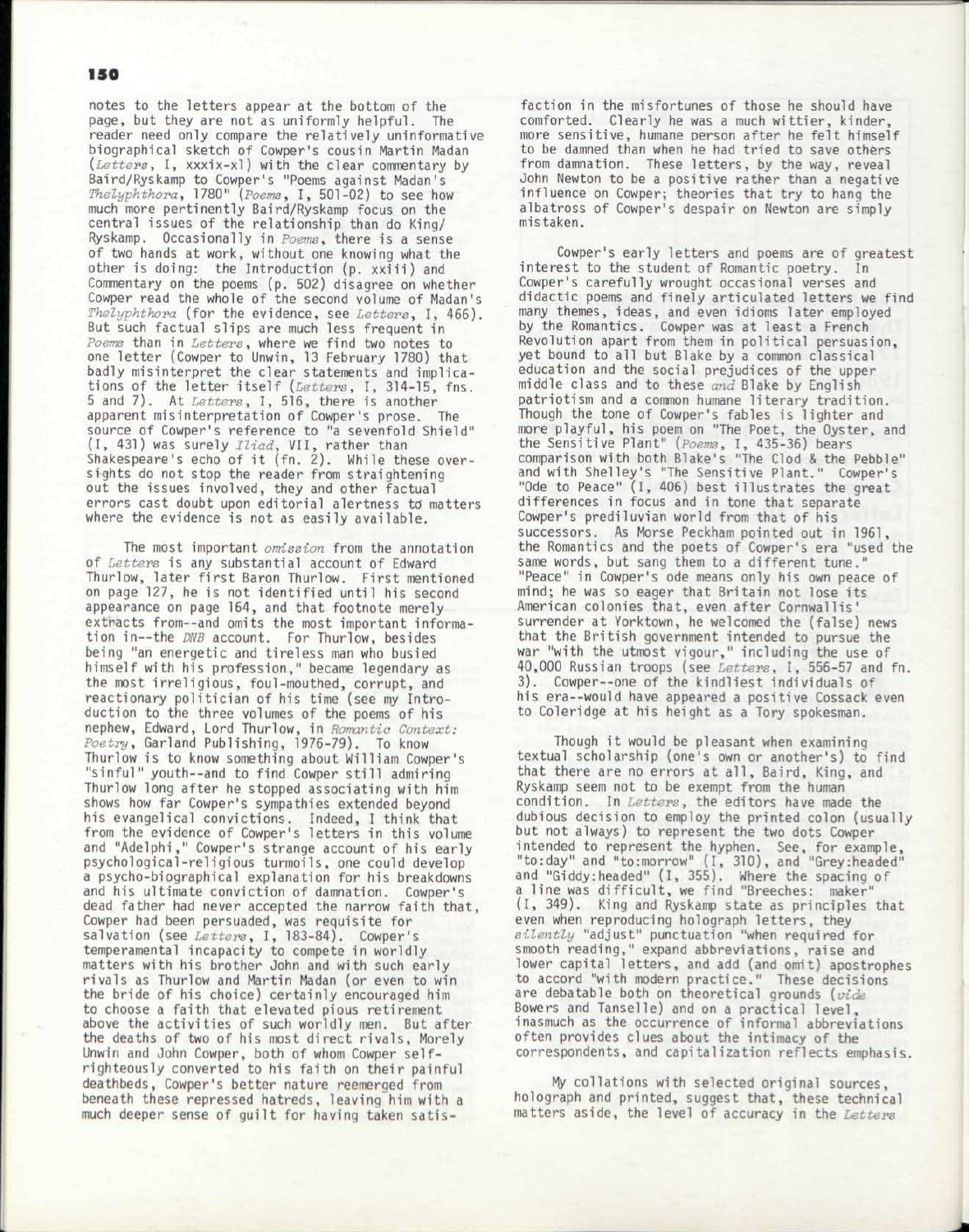notes to the letters appear at the bottom of the page, but they are not as uniformly helpful. The reader need only compare the relatively uninformative biographical sketch of Cowper's cousin Martin Madan (*Letters*, I, xxxix-xl) with the clear commentary by Baird/Ryskamp to Cowper's "Poems against Madan's *Thelyphthora*, 1780" (*Poems*, I, 501-02) to see how much more pertinently Baird/Ryskamp focus on the central issues of the relationship than do King/Ryskamp. Occasionally in *Poems*, there is a sense of two hands at work, without one knowing what the other is doing: the Introduction (p. xxiii) and Commentary on the poems (p. 502) disagree on whether Cowper read the whole of the second volume of Madan's *Thelyphthora* (for the evidence, see *Letters*, I, 466). But such factual slips are much less frequent in *Poems* than in *Letters*, where we find two notes to one letter (Cowper to Unwin, 13 February 1780) that badly misinterpret the clear statements and implications of the letter itself (*Letters*, I, 314-15, fns. 5 and 7). At *Letters*, I, 516, there is another apparent misinterpretation of Cowper's prose. The source of Cowper's reference to "a sevenfold Shield" (I, 431) was surely *Iliad*, VII, rather than Shakespeare's echo of it (fn. 2). While these oversights do not stop the reader from straightening out the issues involved, they and other factual errors cast doubt upon editorial alertness to matters where the evidence is not as easily available.

The most important *omission* from the annotation of *Letters* is any substantial account of Edward Thurlow, later first Baron Thurlow. First mentioned on page 127, he is not identified until his second appearance on page 164, and that footnote merely extracts from--and omits the most important information in--the *DNB* account. For Thurlow, besides being "an energetic and tireless man who busied himself with his profession," became legendary as the most irreligious, foul-mouthed, corrupt, and reactionary politician of his time (see my Introduction to the three volumes of the poems of his nephew, Edward, Lord Thurlow, in *Romantic Context: Poetry*, Garland Publishing, 1976-79). To know Thurlow is to know something about William Cowper's "sinful" youth--and to find Cowper still admiring Thurlow long after he stopped associating with him shows how far Cowper's sympathies extended beyond his evangelical convictions. Indeed, I think that from the evidence of Cowper's letters in this volume and "Adelphi," Cowper's strange account of his early psychological-religious turmoils, one could develop a psycho-biographical explanation for his breakdowns and his ultimate conviction of damnation. Cowper's dead father had never accepted the narrow faith that, Cowper had been persuaded, was requisite for salvation (see *Letters*, I, 183-84). Cowper's temperamental incapacity to compete in worldly matters with his brother John and with such early rivals as Thurlow and Martin Madan (or even to win the bride of his choice) certainly encouraged him to choose a faith that elevated pious retirement above the activities of such worldly men. But after the deaths of two of his most direct rivals, Morely Unwin and John Cowper, both of whom Cowper self-righteously converted to his faith on their painful deathbeds, Cowper's better nature reemerged from beneath these repressed hatreds, leaving him with a much deeper sense of guilt for having taken satisfaction in the misfortunes of those he should have comforted. Clearly he was a much wittier, kinder, more sensitive, humane person after he felt himself to be damned than when he had tried to save others from damnation. These letters, by the way, reveal John Newton to be a positive rather than a negative influence on Cowper; theories that try to hang the albatross of Cowper's despair on Newton are simply mistaken.

Cowper's early letters and poems are of greatest interest to the student of Romantic poetry. In Cowper's carefully wrought occasional verses and didactic poems and finely articulated letters we find many themes, ideas, and even idioms later employed by the Romantics. Cowper was at least a French Revolution apart from them in political persuasion, yet bound to all but Blake by a common classical education and the social prejudices of the upper middle class and to these *and* Blake by English patriotism and a common humane literary tradition. Though the tone of Cowper's fables is lighter and more playful, his poem on "The Poet, the Oyster, and the Sensitive Plant" (*Poems*, I, 435-36) bears comparison with both Blake's "The Clod & the Pebble" and with Shelley's "The Sensitive Plant." Cowper's "Ode to Peace" (I, 406) best illustrates the great differences in focus and in tone that separate Cowper's prediluvian world from that of his successors. As Morse Peckham pointed out in 1961, the Romantics and the poets of Cowper's era "used the same words, but sang them to a different tune." "Peace" in Cowper's ode means only his own peace of mind; he was so eager that Britain not lose its American colonies that, even after Cornwallis' surrender at Yorktown, he welcomed the (false) news that the British government intended to pursue the war "with the utmost vigour," including the use of 40,000 Russian troops (see *Letters*, I, 556-57 and fn. 3). Cowper--one of the kindliest individuals of his era--would have appeared a positive Cossack even to Coleridge at his height as a Tory spokesman.

Though it would be pleasant when examining textual scholarship (one's own or another's) to find that there are no errors at all, Baird, King, and Ryskamp seem not to be exempt from the human condition. In *Letters*, the editors have made the dubious decision to employ the printed colon (usually but not always) to represent the two dots Cowper intended to represent the hyphen. See, for example, "to:day" and "to:morrow" (I, 310), and "Grey:headed" and "Giddy:headed" (I, 355). Where the spacing of a line was difficult, we find "Breeches: maker" (I, 349). King and Ryskamp state as principles that even when reproducing holograph letters, they *silently* "adjust" punctuation "when required for smooth reading," expand abbreviations, raise and lower capital letters, and add (and omit) apostrophes to accord "with modern practice." These decisions are debatable both on theoretical grounds (*vide* Bowers and Tanselle) and on a practical level, inasmuch as the occurrence of informal abbreviations often provides clues about the intimacy of the correspondents, and capitalization reflects emphasis.

My collations with selected original sources, holograph and printed, suggest that, these technical matters aside, the level of accuracy in the *Letters*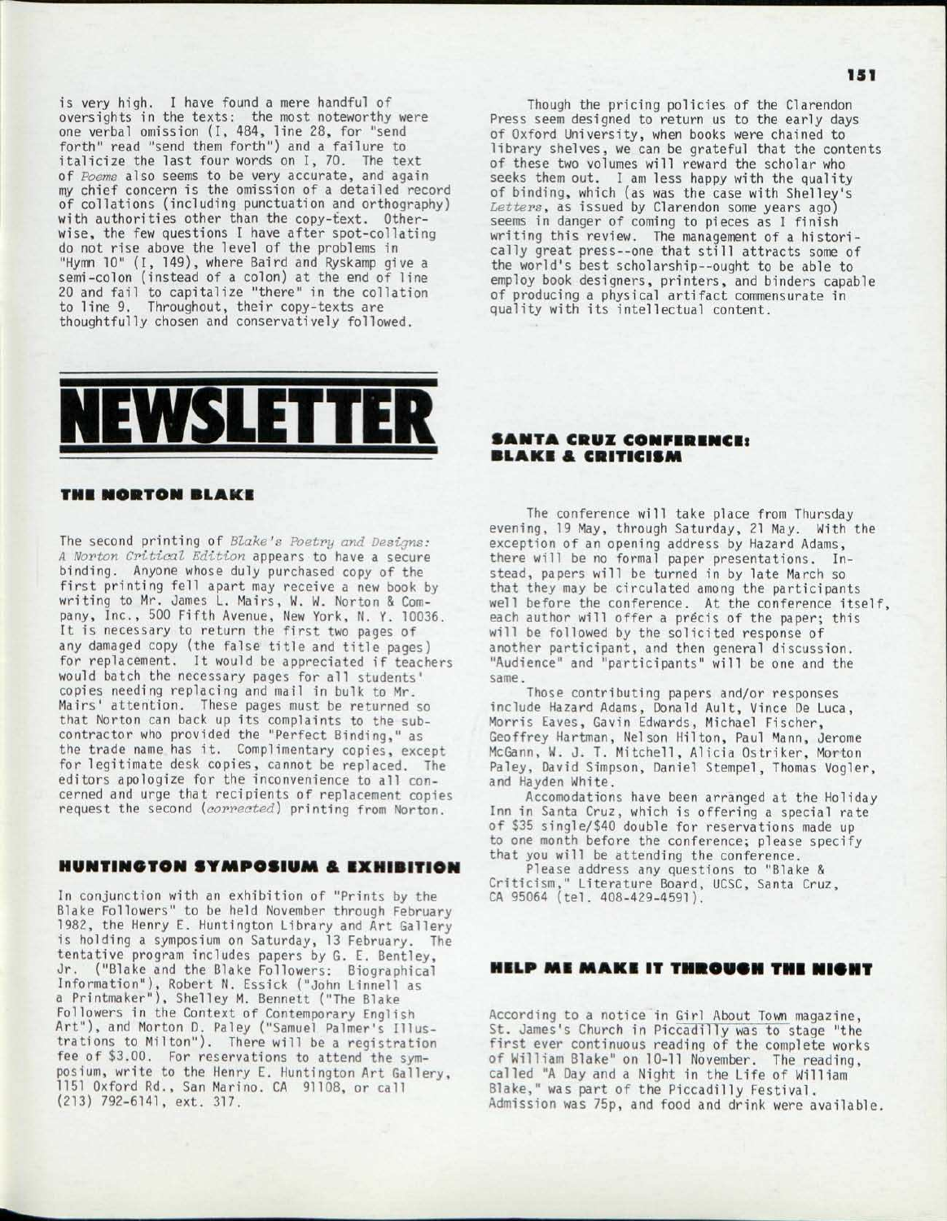is very high. I have found a mere handful of oversights in the texts: the most noteworthy were one verbal omission (I, 484, line 28, for "send forth" read "send them forth") and a failure to italicize the last four words on I, 70. The text of *Poems* also seems to be very accurate, and again my chief concern is the omission of a detailed record of collations (including punctuation and orthography) with authorities other than the copy-text. Otherwise, the few questions I have after spot-collating do not rise above the level of the problems in "Hymn 10" (I, 149), where Baird and Ryskamp give a semi-colon (instead of a colon) at the end of line 20 and fail to capitalize "there" in the collation to line 9. Throughout, their copy-texts are thoughtfully chosen and conservatively followed.

Though the pricing policies of the Clarendon Press seem designed to return us to the early days of Oxford University, when books were chained to library shelves, we can be grateful that the contents of these two volumes will reward the scholar who seeks them out. I am less happy with the quality of binding, which (as was the case with Shelley's *Letters*, as issued by Clarendon some years ago) seems in danger of coming to pieces as I finish writing this review. The management of a historically great press--one that still attracts some of the world's best scholarship--ought to be able to employ book designers, printers, and binders capable of producing a physical artifact commensurate in quality with its intellectual content.

# NEWSLETTER

## THE NORTON BLAKE

The second printing of *Blake's Poetry and Designs: A Norton Critical Edition* appears to have a secure binding. Anyone whose duly purchased copy of the first printing fell apart may receive a new book by writing to Mr. James L. Mairs, W. W. Norton & Company, Inc., 500 Fifth Avenue, New York, N. Y. 10036. It is necessary to return the first two pages of any damaged copy (the false title and title pages) for replacement. It would be appreciated if teachers would batch the necessary pages for all students' copies needing replacing and mail in bulk to Mr. Mairs' attention. These pages must be returned so that Norton can back up its complaints to the subcontractor who provided the "Perfect Binding," as the trade name has it. Complimentary copies, except for legitimate desk copies, cannot be replaced. The editors apologize for the inconvenience to all concerned and urge that recipients of replacement copies request the second (*corrected*) printing from Norton.

## HUNTINGTON SYMPOSIUM & EXHIBITION

In conjunction with an exhibition of "Prints by the Blake Followers" to be held November through February 1982, the Henry E. Huntington Library and Art Gallery is holding a symposium on Saturday, 13 February. The tentative program includes papers by G. E. Bentley, Jr. ("Blake and the Blake Followers: Biographical Information"), Robert N. Essick ("John Linnell as a Printmaker"), Shelley M. Bennett ("The Blake Followers in the Context of Contemporary English Art"), and Morton D. Paley ("Samuel Palmer's Illustrations to Milton"). There will be a registration fee of $3.00. For reservations to attend the symposium, write to the Henry E. Huntington Art Gallery, 1151 Oxford Rd., San Marino. CA 91108, or call (213) 792-6141, ext. 317.

## SANTA CRUZ CONFERENCE: BLAKE & CRITICISM

The conference will take place from Thursday evening, 19 May, through Saturday, 21 May. With the exception of an opening address by Hazard Adams, there will be no formal paper presentations. Instead, papers will be turned in by late March so that they may be circulated among the participants well before the conference. At the conference itself, each author will offer a précis of the paper; this will be followed by the solicited response of another participant, and then general discussion. "Audience" and "participants" will be one and the same.

Those contributing papers and/or responses include Hazard Adams, Donald Ault, Vince De Luca, Morris Eaves, Gavin Edwards, Michael Fischer, Geoffrey Hartman, Nelson Hilton, Paul Mann, Jerome McGann, W. J. T. Mitchell, Alicia Ostriker, Morton Paley, David Simpson, Daniel Stempel, Thomas Vogler, and Hayden White.

Accomodations have been arranged at the Holiday Inn in Santa Cruz, which is offering a special rate of $35 single/$40 double for reservations made up to one month before the conference; please specify that you will be attending the conference.

Please address any questions to "Blake & Criticism," Literature Board, UCSC, Santa Cruz, CA 95064 (tel. 408-429-4591).

## HELP ME MAKE IT THROUGH THE NIGHT

According to a notice in Girl About Town magazine, St. James's Church in Piccadilly was to stage "the first ever continuous reading of the complete works of William Blake" on 10-11 November. The reading, called "A Day and a Night in the Life of William Blake," was part of the Piccadilly Festival. Admission was 75p, and food and drink were available.